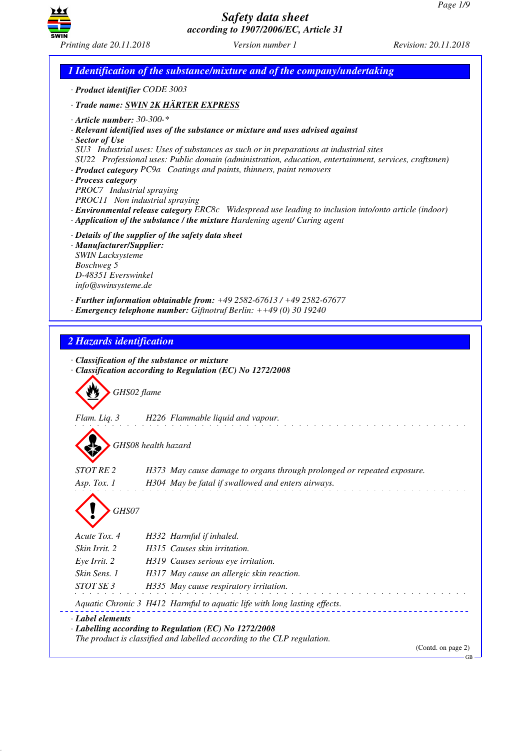# Safety data sheet
### according to 1907/2006/EC, Article 31

*Printing date 20.11.2018* *Version number 1* *Revision: 20.11.2018*

## 1 Identification of the substance/mixture and of the company/undertaking

· **Product identifier** CODE 3003

· **Trade name:** SWIN 2K HÄRTER EXPRESS

· **Article number:** 30-300-*
· **Relevant identified uses of the substance or mixture and uses advised against**
· **Sector of Use**
SU3 Industrial uses: Uses of substances as such or in preparations at industrial sites
SU22 Professional uses: Public domain (administration, education, entertainment, services, craftsmen)
· **Product category** PC9a Coatings and paints, thinners, paint removers
· **Process category**
PROC7 Industrial spraying
PROC11 Non industrial spraying
· **Environmental release category** ERC8c Widespread use leading to inclusion into/onto article (indoor)
· **Application of the substance / the mixture** Hardening agent/ Curing agent

· **Details of the supplier of the safety data sheet**
· **Manufacturer/Supplier:**
SWIN Lacksysteme
Boschweg 5
D-48351 Everswinkel
info@swinsysteme.de

· **Further information obtainable from:** +49 2582-67613 / +49 2582-67677
· **Emergency telephone number:** Giftnotruf Berlin: ++49 (0) 30 19240

## 2 Hazards identification

· **Classification of the substance or mixture**
· **Classification according to Regulation (EC) No 1272/2008**

GHS02 flame

Flam. Liq. 3 H226 Flammable liquid and vapour.

GHS08 health hazard

STOT RE 2 H373 May cause damage to organs through prolonged or repeated exposure.
Asp. Tox. 1 H304 May be fatal if swallowed and enters airways.

GHS07

Acute Tox. 4 H332 Harmful if inhaled.
Skin Irrit. 2 H315 Causes skin irritation.
Eye Irrit. 2 H319 Causes serious eye irritation.
Skin Sens. 1 H317 May cause an allergic skin reaction.
STOT SE 3 H335 May cause respiratory irritation.

Aquatic Chronic 3 H412 Harmful to aquatic life with long lasting effects.

· **Label elements**
· **Labelling according to Regulation (EC) No 1272/2008**
The product is classified and labelled according to the CLP regulation.

(Contd. on page 2)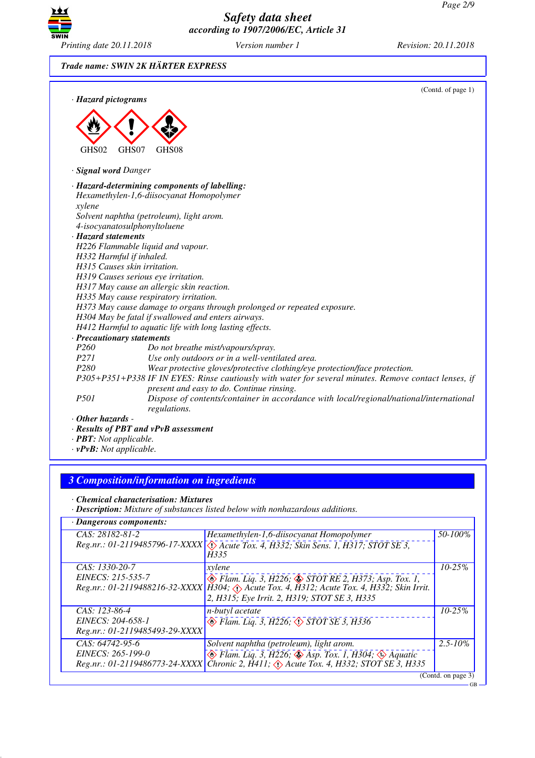**Trade name: SWIN 2K HÄRTER EXPRESS**

(Contd. of page 1)

· **Hazard pictograms**

GHS02 GHS07 GHS08

· **Signal word** Danger

· **Hazard-determining components of labelling:**
Hexamethylen-1,6-diisocyanat Homopolymer
xylene
Solvent naphtha (petroleum), light arom.
4-isocyanatosulphonyltoluene

· **Hazard statements**
H226 Flammable liquid and vapour.
H332 Harmful if inhaled.
H315 Causes skin irritation.
H319 Causes serious eye irritation.
H317 May cause an allergic skin reaction.
H335 May cause respiratory irritation.
H373 May cause damage to organs through prolonged or repeated exposure.
H304 May be fatal if swallowed and enters airways.
H412 Harmful to aquatic life with long lasting effects.

· **Precautionary statements**
P260 Do not breathe mist/vapours/spray.
P271 Use only outdoors or in a well-ventilated area.
P280 Wear protective gloves/protective clothing/eye protection/face protection.
P305+P351+P338 IF IN EYES: Rinse cautiously with water for several minutes. Remove contact lenses, if present and easy to do. Continue rinsing.
P501 Dispose of contents/container in accordance with local/regional/national/international regulations.

· **Other hazards** -
· **Results of PBT and vPvB assessment**
· **PBT:** Not applicable.
· **vPvB:** Not applicable.

## 3 Composition/information on ingredients

· **Chemical characterisation: Mixtures**
· **Description:** Mixture of substances listed below with nonhazardous additions.

· **Dangerous components:**

| Identifiers | Component / Classification | Concentration |
|---|---|---|
| CAS: 28182-81-2<br>Reg.nr.: 01-2119485796-17-XXXX | Hexamethylen-1,6-diisocyanat Homopolymer<br>Acute Tox. 4, H332; Skin Sens. 1, H317; STOT SE 3, H335 | 50-100% |
| CAS: 1330-20-7<br>EINECS: 215-535-7<br>Reg.nr.: 01-2119488216-32-XXXX | xylene<br>Flam. Liq. 3, H226; STOT RE 2, H373; Asp. Tox. 1, H304; Acute Tox. 4, H312; Acute Tox. 4, H332; Skin Irrit. 2, H315; Eye Irrit. 2, H319; STOT SE 3, H335 | 10-25% |
| CAS: 123-86-4<br>EINECS: 204-658-1<br>Reg.nr.: 01-2119485493-29-XXXX | n-butyl acetate<br>Flam. Liq. 3, H226; STOT SE 3, H336 | 10-25% |
| CAS: 64742-95-6<br>EINECS: 265-199-0<br>Reg.nr.: 01-2119486773-24-XXXX | Solvent naphtha (petroleum), light arom.<br>Flam. Liq. 3, H226; Asp. Tox. 1, H304; Aquatic Chronic 2, H411; Acute Tox. 4, H332; STOT SE 3, H335 | 2.5-10% |

(Contd. on page 3)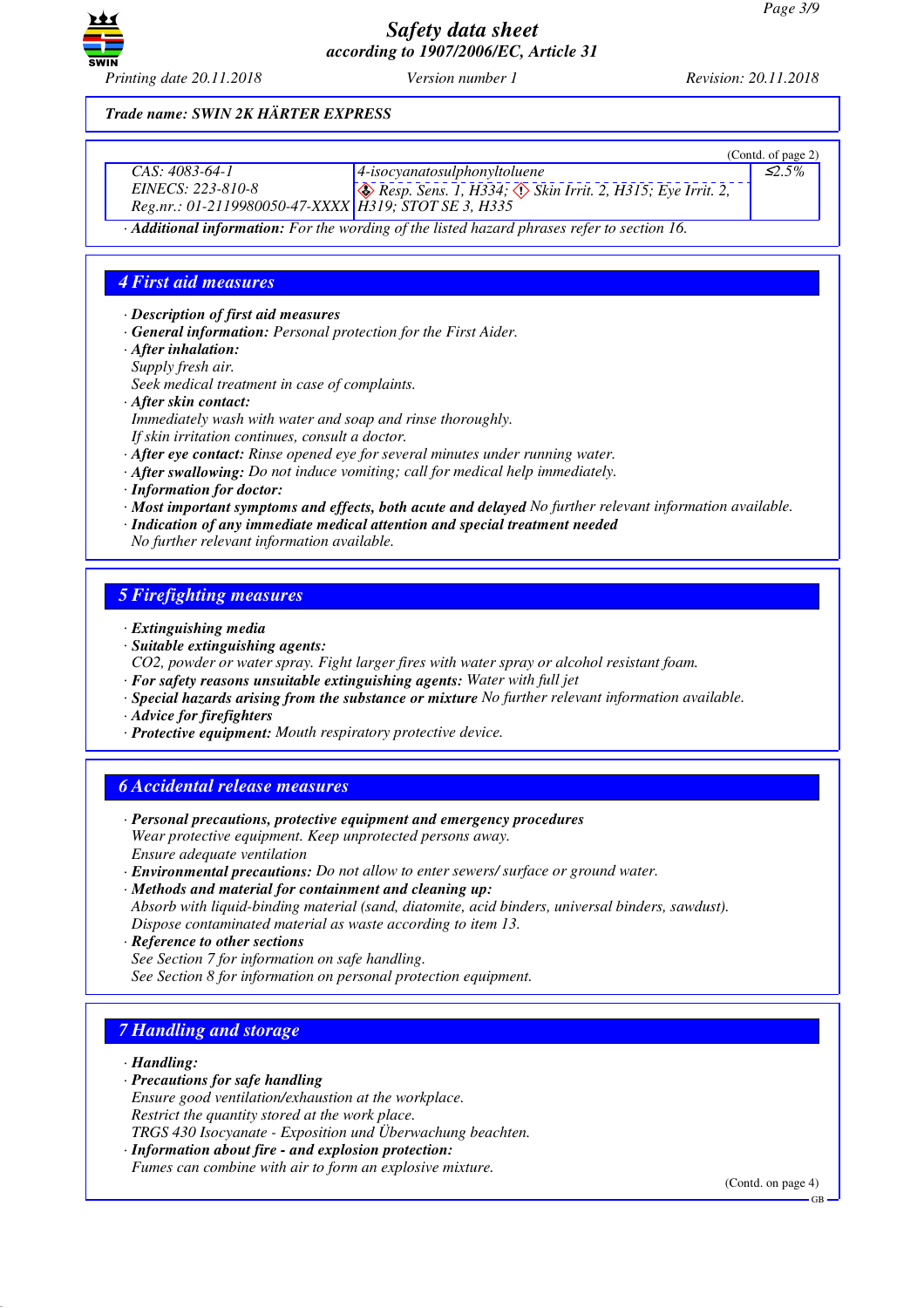**Trade name: SWIN 2K HÄRTER EXPRESS**

(Contd. of page 2)

| | | |
|---|---|---|
| CAS: 4083-64-1<br>EINECS: 223-810-8<br>Reg.nr.: 01-2119980050-47-XXXX | 4-isocyanatosulphonyltoluene<br>Resp. Sens. 1, H334; Skin Irrit. 2, H315; Eye Irrit. 2, H319; STOT SE 3, H335 | ≤2.5% |

· **Additional information:** For the wording of the listed hazard phrases refer to section 16.

## 4 First aid measures

· **Description of first aid measures**
· **General information:** Personal protection for the First Aider.
· **After inhalation:**
Supply fresh air.
Seek medical treatment in case of complaints.
· **After skin contact:**
Immediately wash with water and soap and rinse thoroughly.
If skin irritation continues, consult a doctor.
· **After eye contact:** Rinse opened eye for several minutes under running water.
· **After swallowing:** Do not induce vomiting; call for medical help immediately.
· **Information for doctor:**
· **Most important symptoms and effects, both acute and delayed** No further relevant information available.
· **Indication of any immediate medical attention and special treatment needed**
No further relevant information available.

## 5 Firefighting measures

· **Extinguishing media**
· **Suitable extinguishing agents:**
$CO_2$, powder or water spray. Fight larger fires with water spray or alcohol resistant foam.
· **For safety reasons unsuitable extinguishing agents:** Water with full jet
· **Special hazards arising from the substance or mixture** No further relevant information available.
· **Advice for firefighters**
· **Protective equipment:** Mouth respiratory protective device.

## 6 Accidental release measures

· **Personal precautions, protective equipment and emergency procedures**
Wear protective equipment. Keep unprotected persons away.
Ensure adequate ventilation
· **Environmental precautions:** Do not allow to enter sewers/ surface or ground water.
· **Methods and material for containment and cleaning up:**
Absorb with liquid-binding material (sand, diatomite, acid binders, universal binders, sawdust).
Dispose contaminated material as waste according to item 13.
· **Reference to other sections**
See Section 7 for information on safe handling.
See Section 8 for information on personal protection equipment.

## 7 Handling and storage

· **Handling:**
· **Precautions for safe handling**
Ensure good ventilation/exhaustion at the workplace.
Restrict the quantity stored at the work place.
TRGS 430 Isocyanate - Exposition und Überwachung beachten.
· **Information about fire - and explosion protection:**
Fumes can combine with air to form an explosive mixture.

(Contd. on page 4)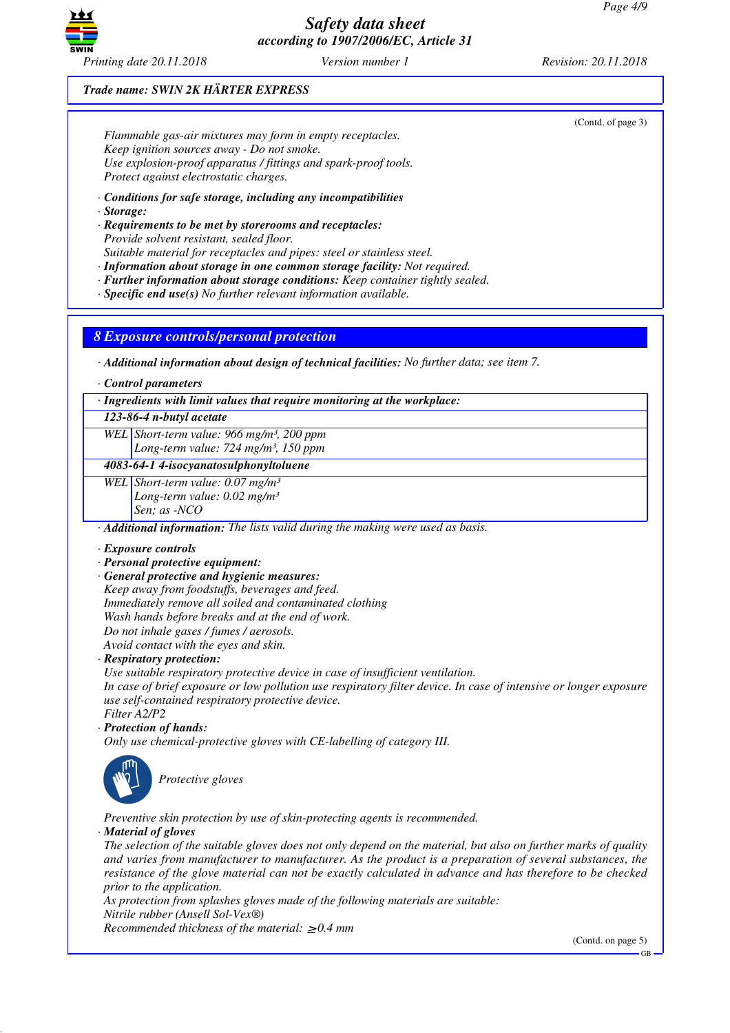**Trade name: SWIN 2K HÄRTER EXPRESS**

(Contd. of page 3)

Flammable gas-air mixtures may form in empty receptacles.
Keep ignition sources away - Do not smoke.
Use explosion-proof apparatus / fittings and spark-proof tools.
Protect against electrostatic charges.

· **Conditions for safe storage, including any incompatibilities**
· **Storage:**
· **Requirements to be met by storerooms and receptacles:**
Provide solvent resistant, sealed floor.
Suitable material for receptacles and pipes: steel or stainless steel.
· **Information about storage in one common storage facility:** Not required.
· **Further information about storage conditions:** Keep container tightly sealed.
· **Specific end use(s)** No further relevant information available.

## 8 Exposure controls/personal protection

· **Additional information about design of technical facilities:** No further data; see item 7.

· **Control parameters**

| · Ingredients with limit values that require monitoring at the workplace: | |
|---|---|
| **123-86-4 n-butyl acetate** | |
| WEL | Short-term value: 966 mg/m³, 200 ppm<br>Long-term value: 724 mg/m³, 150 ppm |
| **4083-64-1 4-isocyanatosulphonyltoluene** | |
| WEL | Short-term value: 0.07 mg/m³<br>Long-term value: 0.02 mg/m³<br>Sen; as -NCO |

· **Additional information:** The lists valid during the making were used as basis.

· **Exposure controls**
· **Personal protective equipment:**
· **General protective and hygienic measures:**
Keep away from foodstuffs, beverages and feed.
Immediately remove all soiled and contaminated clothing
Wash hands before breaks and at the end of work.
Do not inhale gases / fumes / aerosols.
Avoid contact with the eyes and skin.
· **Respiratory protection:**
Use suitable respiratory protective device in case of insufficient ventilation.
In case of brief exposure or low pollution use respiratory filter device. In case of intensive or longer exposure use self-contained respiratory protective device.
Filter A2/P2
· **Protection of hands:**
Only use chemical-protective gloves with CE-labelling of category III.

Protective gloves

Preventive skin protection by use of skin-protecting agents is recommended.
· **Material of gloves**
The selection of the suitable gloves does not only depend on the material, but also on further marks of quality and varies from manufacturer to manufacturer. As the product is a preparation of several substances, the resistance of the glove material can not be exactly calculated in advance and has therefore to be checked prior to the application.
As protection from splashes gloves made of the following materials are suitable:
Nitrile rubber (Ansell Sol-Vex®)
Recommended thickness of the material: $\geq$0.4 mm

(Contd. on page 5)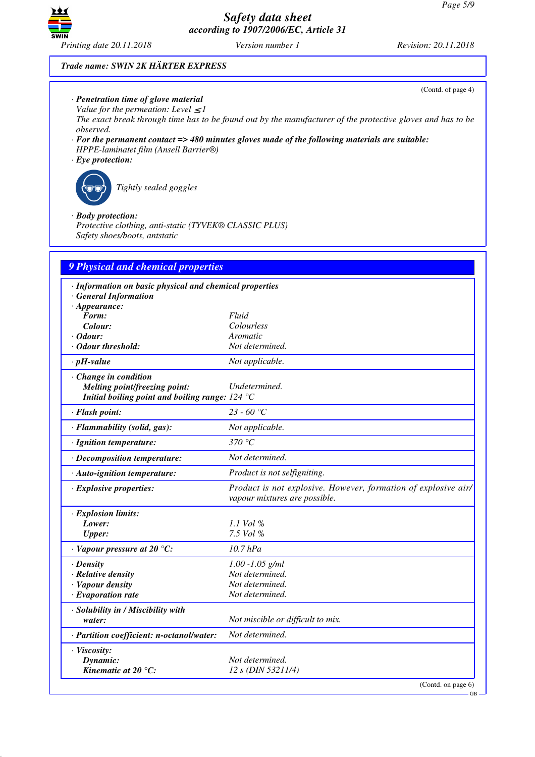**Trade name: SWIN 2K HÄRTER EXPRESS**

(Contd. of page 4)

· **Penetration time of glove material**
Value for the permeation: Level $\leq 1$
The exact break through time has to be found out by the manufacturer of the protective gloves and has to be observed.

· **For the permanent contact => 480 minutes gloves made of the following materials are suitable:**
HPPE-laminatet film (Ansell Barrier®)

· **Eye protection:**

Tightly sealed goggles

· **Body protection:**
Protective clothing, anti-static (TYVEK® CLASSIC PLUS)
Safety shoes/boots, antstatic

## 9 Physical and chemical properties

| | |
|---|---|
| · **Information on basic physical and chemical properties** | |
| · **General Information** | |
| · **Appearance:** | |
| **Form:** | Fluid |
| **Colour:** | Colourless |
| · **Odour:** | Aromatic |
| · **Odour threshold:** | Not determined. |
| · **pH-value** | Not applicable. |
| · **Change in condition** | |
| **Melting point/freezing point:** | Undetermined. |
| **Initial boiling point and boiling range:** | 124 °C |
| · **Flash point:** | 23 - 60 °C |
| · **Flammability (solid, gas):** | Not applicable. |
| · **Ignition temperature:** | 370 °C |
| · **Decomposition temperature:** | Not determined. |
| · **Auto-ignition temperature:** | Product is not selfigniting. |
| · **Explosive properties:** | Product is not explosive. However, formation of explosive air/vapour mixtures are possible. |
| · **Explosion limits:** | |
| **Lower:** | 1.1 Vol % |
| **Upper:** | 7.5 Vol % |
| · **Vapour pressure at 20 °C:** | 10.7 hPa |
| · **Density** | 1.00 -1.05 g/ml |
| · **Relative density** | Not determined. |
| · **Vapour density** | Not determined. |
| · **Evaporation rate** | Not determined. |
| · **Solubility in / Miscibility with** | |
| **water:** | Not miscible or difficult to mix. |
| · **Partition coefficient: n-octanol/water:** | Not determined. |
| · **Viscosity:** | |
| **Dynamic:** | Not determined. |
| **Kinematic at 20 °C:** | 12 s (DIN 53211/4) |

(Contd. on page 6)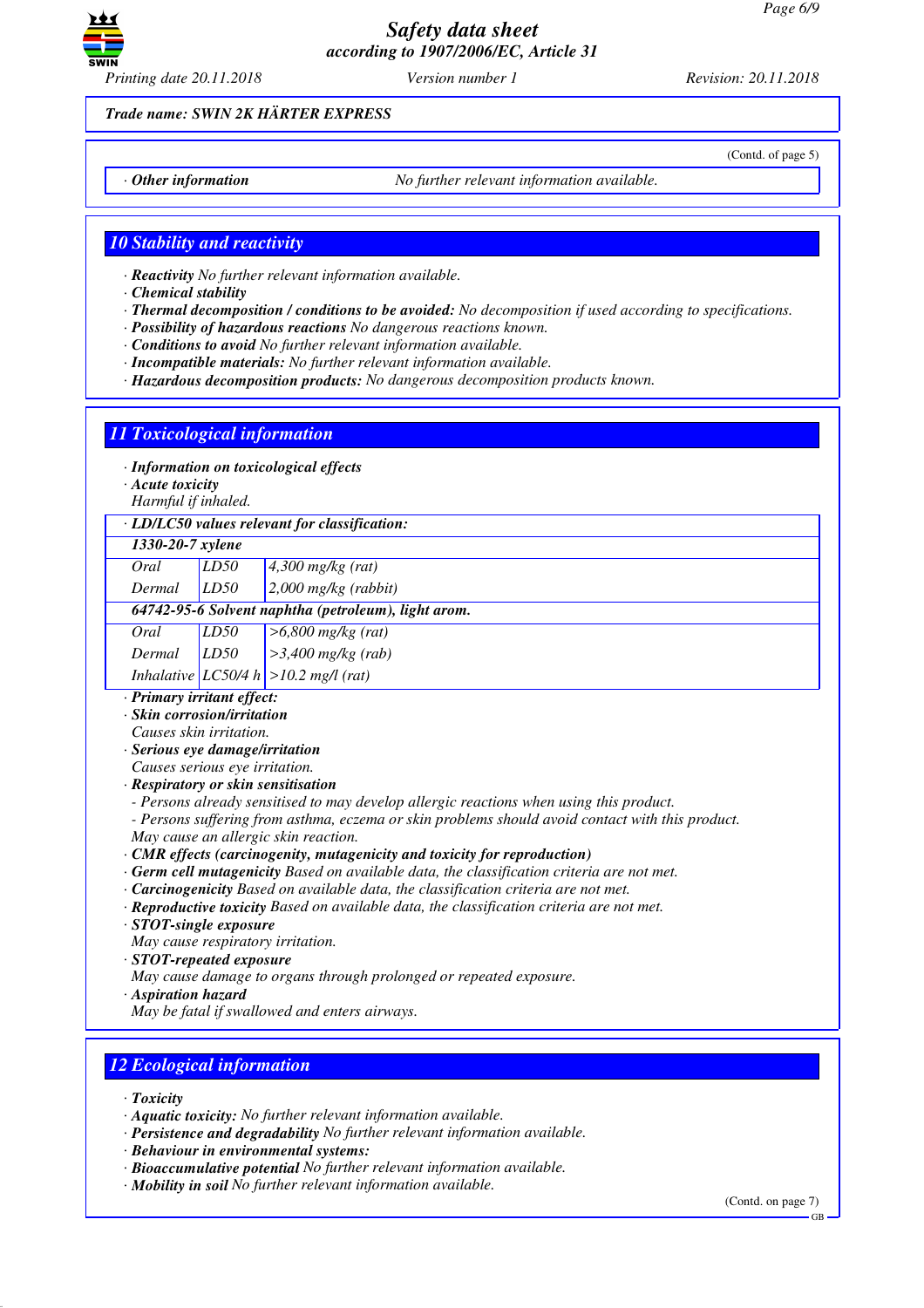Trade name: SWIN 2K HÄRTER EXPRESS

(Contd. of page 5)

· **Other information** No further relevant information available.

## 10 Stability and reactivity

· **Reactivity** No further relevant information available.
· **Chemical stability**
· **Thermal decomposition / conditions to be avoided:** No decomposition if used according to specifications.
· **Possibility of hazardous reactions** No dangerous reactions known.
· **Conditions to avoid** No further relevant information available.
· **Incompatible materials:** No further relevant information available.
· **Hazardous decomposition products:** No dangerous decomposition products known.

## 11 Toxicological information

· **Information on toxicological effects**
· **Acute toxicity**
Harmful if inhaled.

| · LD/LC50 values relevant for classification: | | |
|---|---|---|
| **1330-20-7 xylene** | | |
| Oral | LD50 | 4,300 mg/kg (rat) |
| Dermal | LD50 | 2,000 mg/kg (rabbit) |
| **64742-95-6 Solvent naphtha (petroleum), light arom.** | | |
| Oral | LD50 | >6,800 mg/kg (rat) |
| Dermal | LD50 | >3,400 mg/kg (rab) |
| Inhalative | LC50/4 h | >10.2 mg/l (rat) |

· **Primary irritant effect:**
· **Skin corrosion/irritation**
Causes skin irritation.
· **Serious eye damage/irritation**
Causes serious eye irritation.
· **Respiratory or skin sensitisation**
- Persons already sensitised to may develop allergic reactions when using this product.
- Persons suffering from asthma, eczema or skin problems should avoid contact with this product.
May cause an allergic skin reaction.
· **CMR effects (carcinogenity, mutagenicity and toxicity for reproduction)**
· **Germ cell mutagenicity** Based on available data, the classification criteria are not met.
· **Carcinogenicity** Based on available data, the classification criteria are not met.
· **Reproductive toxicity** Based on available data, the classification criteria are not met.
· **STOT-single exposure**
May cause respiratory irritation.
· **STOT-repeated exposure**
May cause damage to organs through prolonged or repeated exposure.
· **Aspiration hazard**
May be fatal if swallowed and enters airways.

## 12 Ecological information

· **Toxicity**
· **Aquatic toxicity:** No further relevant information available.
· **Persistence and degradability** No further relevant information available.
· **Behaviour in environmental systems:**
· **Bioaccumulative potential** No further relevant information available.
· **Mobility in soil** No further relevant information available.

(Contd. on page 7)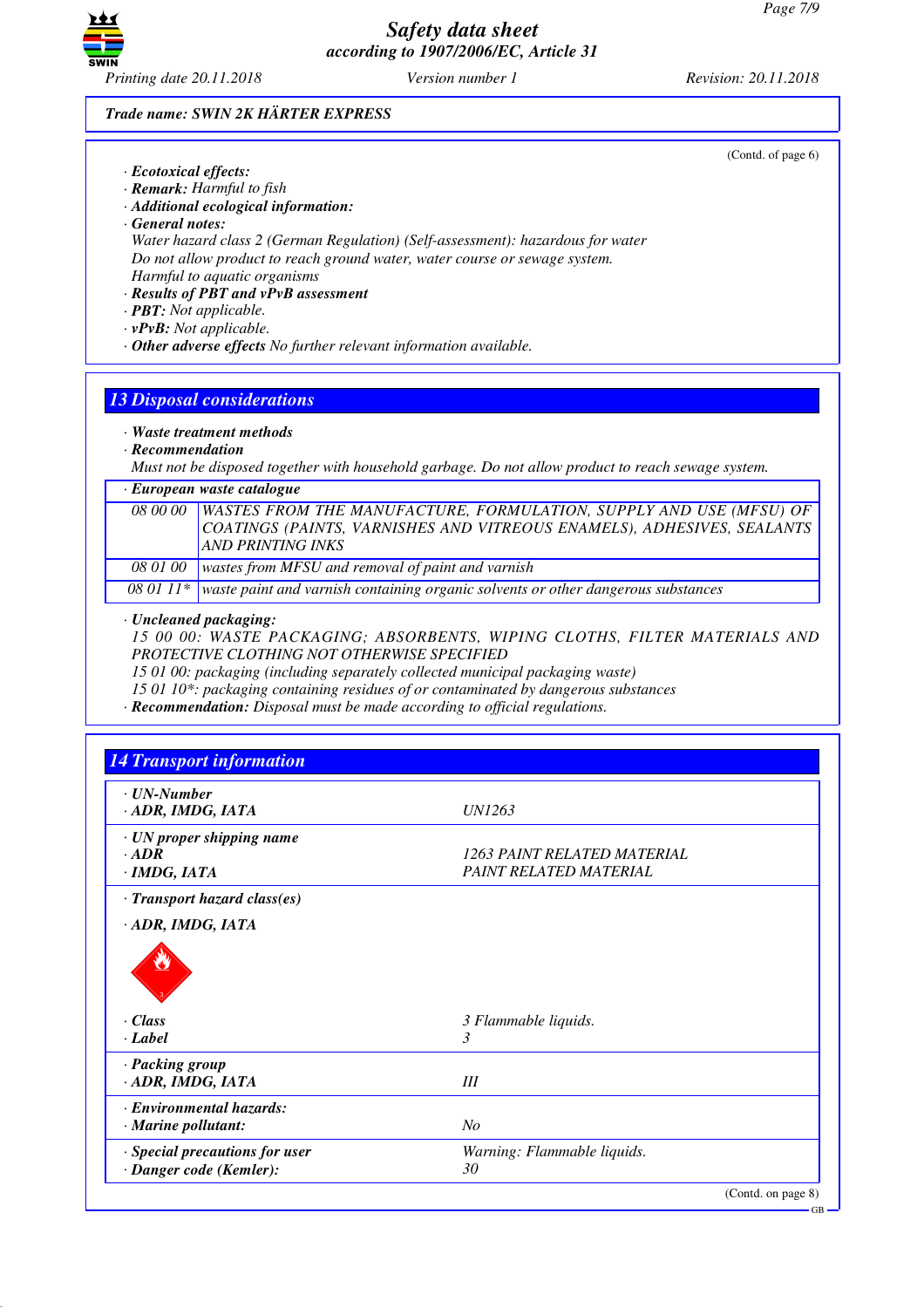Trade name: SWIN 2K HÄRTER EXPRESS

(Contd. of page 6)

· **Ecotoxical effects:**
· **Remark:** *Harmful to fish*
· **Additional ecological information:**
· **General notes:**
*Water hazard class 2 (German Regulation) (Self-assessment): hazardous for water*
*Do not allow product to reach ground water, water course or sewage system.*
*Harmful to aquatic organisms*
· **Results of PBT and vPvB assessment**
· **PBT:** *Not applicable.*
· **vPvB:** *Not applicable.*
· **Other adverse effects** *No further relevant information available.*

## 13 Disposal considerations

· **Waste treatment methods**
· **Recommendation**
*Must not be disposed together with household garbage. Do not allow product to reach sewage system.*

| · European waste catalogue | |
|---|---|
| 08 00 00 | WASTES FROM THE MANUFACTURE, FORMULATION, SUPPLY AND USE (MFSU) OF COATINGS (PAINTS, VARNISHES AND VITREOUS ENAMELS), ADHESIVES, SEALANTS AND PRINTING INKS |
| 08 01 00 | wastes from MFSU and removal of paint and varnish |
| 08 01 11* | waste paint and varnish containing organic solvents or other dangerous substances |

· **Uncleaned packaging:**
*15 00 00: WASTE PACKAGING; ABSORBENTS, WIPING CLOTHS, FILTER MATERIALS AND PROTECTIVE CLOTHING NOT OTHERWISE SPECIFIED*
*15 01 00: packaging (including separately collected municipal packaging waste)*
*15 01 10*: packaging containing residues of or contaminated by dangerous substances*
· **Recommendation:** *Disposal must be made according to official regulations.*

## 14 Transport information

| | |
|---|---|
| · **UN-Number** | |
| · **ADR, IMDG, IATA** | UN1263 |
| · **UN proper shipping name** | |
| · **ADR** | 1263 PAINT RELATED MATERIAL |
| · **IMDG, IATA** | PAINT RELATED MATERIAL |
| · **Transport hazard class(es)** | |
| · **ADR, IMDG, IATA** | |
| · **Class** | 3 Flammable liquids. |
| · **Label** | 3 |
| · **Packing group** | |
| · **ADR, IMDG, IATA** | III |
| · **Environmental hazards:** | |
| · **Marine pollutant:** | No |
| · **Special precautions for user** | Warning: Flammable liquids. |
| · **Danger code (Kemler):** | 30 |

(Contd. on page 8)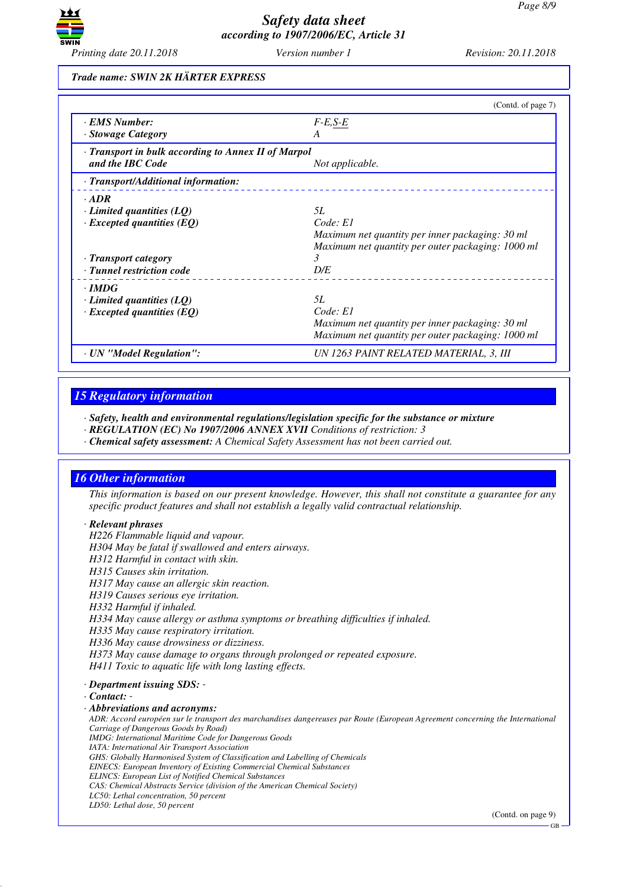Trade name: SWIN 2K HÄRTER EXPRESS

(Contd. of page 7)

| | |
|---|---|
| · **EMS Number:** | F-E,S-E |
| · **Stowage Category** | A |
| · **Transport in bulk according to Annex II of Marpol and the IBC Code** | Not applicable. |
| · **Transport/Additional information:** | |
| · **ADR** | |
| · **Limited quantities (LQ)** | 5L |
| · **Excepted quantities (EQ)** | Code: E1<br>Maximum net quantity per inner packaging: 30 ml<br>Maximum net quantity per outer packaging: 1000 ml |
| · **Transport category** | 3 |
| · **Tunnel restriction code** | D/E |
| · **IMDG** | |
| · **Limited quantities (LQ)** | 5L |
| · **Excepted quantities (EQ)** | Code: E1<br>Maximum net quantity per inner packaging: 30 ml<br>Maximum net quantity per outer packaging: 1000 ml |
| · **UN "Model Regulation":** | UN 1263 PAINT RELATED MATERIAL, 3, III |

## 15 Regulatory information

· **Safety, health and environmental regulations/legislation specific for the substance or mixture**
· **REGULATION (EC) No 1907/2006 ANNEX XVII** Conditions of restriction: 3
· **Chemical safety assessment:** A Chemical Safety Assessment has not been carried out.

## 16 Other information

This information is based on our present knowledge. However, this shall not constitute a guarantee for any specific product features and shall not establish a legally valid contractual relationship.

· **Relevant phrases**
H226 Flammable liquid and vapour.
H304 May be fatal if swallowed and enters airways.
H312 Harmful in contact with skin.
H315 Causes skin irritation.
H317 May cause an allergic skin reaction.
H319 Causes serious eye irritation.
H332 Harmful if inhaled.
H334 May cause allergy or asthma symptoms or breathing difficulties if inhaled.
H335 May cause respiratory irritation.
H336 May cause drowsiness or dizziness.
H373 May cause damage to organs through prolonged or repeated exposure.
H411 Toxic to aquatic life with long lasting effects.

· **Department issuing SDS:** -
· **Contact:** -
· **Abbreviations and acronyms:**
ADR: Accord européen sur le transport des marchandises dangereuses par Route (European Agreement concerning the International Carriage of Dangerous Goods by Road)
IMDG: International Maritime Code for Dangerous Goods
IATA: International Air Transport Association
GHS: Globally Harmonised System of Classification and Labelling of Chemicals
EINECS: European Inventory of Existing Commercial Chemical Substances
ELINCS: European List of Notified Chemical Substances
CAS: Chemical Abstracts Service (division of the American Chemical Society)
LC50: Lethal concentration, 50 percent
LD50: Lethal dose, 50 percent

(Contd. on page 9)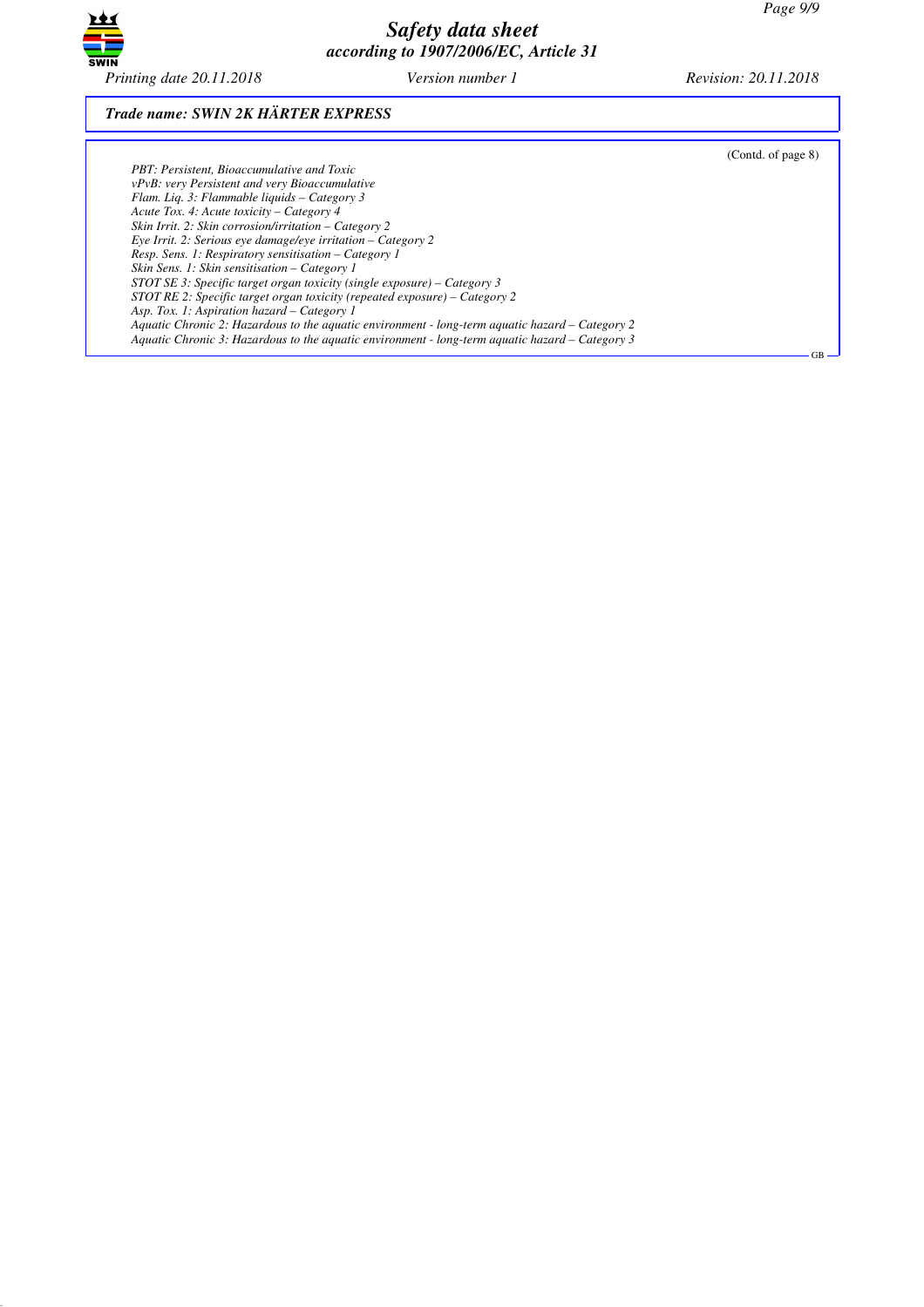*Trade name: SWIN 2K HÄRTER EXPRESS*

(Contd. of page 8)

*PBT: Persistent, Bioaccumulative and Toxic*
*vPvB: very Persistent and very Bioaccumulative*
*Flam. Liq. 3: Flammable liquids – Category 3*
*Acute Tox. 4: Acute toxicity – Category 4*
*Skin Irrit. 2: Skin corrosion/irritation – Category 2*
*Eye Irrit. 2: Serious eye damage/eye irritation – Category 2*
*Resp. Sens. 1: Respiratory sensitisation – Category 1*
*Skin Sens. 1: Skin sensitisation – Category 1*
*STOT SE 3: Specific target organ toxicity (single exposure) – Category 3*
*STOT RE 2: Specific target organ toxicity (repeated exposure) – Category 2*
*Asp. Tox. 1: Aspiration hazard – Category 1*
*Aquatic Chronic 2: Hazardous to the aquatic environment - long-term aquatic hazard – Category 2*
*Aquatic Chronic 3: Hazardous to the aquatic environment - long-term aquatic hazard – Category 3*

GB